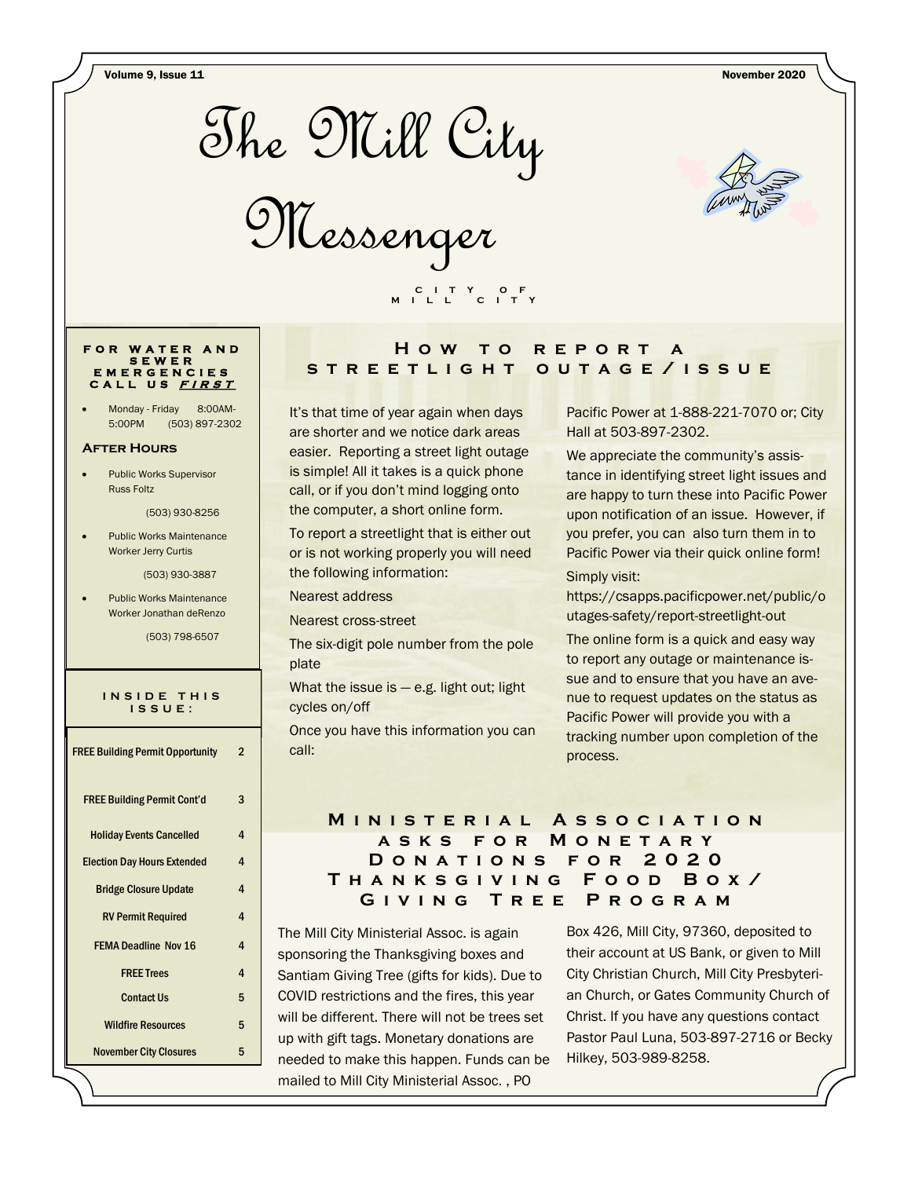# The Mill City Messenger

CITY OF MILL CITY

Volume 9, Issue 11 — November 2020

**FOR WATER AND SEWER EMERGENCIES CALL US *FIRST***

- Monday - Friday 8:00AM-5:00PM (503) 897-2302

**After Hours**

- Public Works Supervisor Russ Foltz

  (503) 930-8256

- Public Works Maintenance Worker Jerry Curtis

  (503) 930-3887

- Public Works Maintenance Worker Jonathan deRenzo

  (503) 798-6507

**INSIDE THIS ISSUE:**

| | |
|---|---|
| FREE Building Permit Opportunity | 2 |
| FREE Building Permit Cont'd | 3 |
| Holiday Events Cancelled | 4 |
| Election Day Hours Extended | 4 |
| Bridge Closure Update | 4 |
| RV Permit Required | 4 |
| FEMA Deadline Nov 16 | 4 |
| FREE Trees | 4 |
| Contact Us | 5 |
| Wildfire Resources | 5 |
| November City Closures | 5 |

## How to report a streetlight outage/issue

It's that time of year again when days are shorter and we notice dark areas easier. Reporting a street light outage is simple! All it takes is a quick phone call, or if you don't mind logging onto the computer, a short online form.

To report a streetlight that is either out or is not working properly you will need the following information:

Nearest address

Nearest cross-street

The six-digit pole number from the pole plate

What the issue is — e.g. light out; light cycles on/off

Once you have this information you can call:

Pacific Power at 1-888-221-7070 or; City Hall at 503-897-2302.

We appreciate the community's assistance in identifying street light issues and are happy to turn these into Pacific Power upon notification of an issue. However, if you prefer, you can also turn them in to Pacific Power via their quick online form!

Simply visit:

https://csapps.pacificpower.net/public/outages-safety/report-streetlight-out

The online form is a quick and easy way to report any outage or maintenance issue and to ensure that you have an avenue to request updates on the status as Pacific Power will provide you with a tracking number upon completion of the process.

## Ministerial Association asks for Monetary Donations for 2020 Thanksgiving Food Box/ Giving Tree Program

The Mill City Ministerial Assoc. is again sponsoring the Thanksgiving boxes and Santiam Giving Tree (gifts for kids). Due to COVID restrictions and the fires, this year will be different. There will not be trees set up with gift tags. Monetary donations are needed to make this happen. Funds can be mailed to Mill City Ministerial Assoc. , PO Box 426, Mill City, 97360, deposited to their account at US Bank, or given to Mill City Christian Church, Mill City Presbyterian Church, or Gates Community Church of Christ. If you have any questions contact Pastor Paul Luna, 503-897-2716 or Becky Hilkey, 503-989-8258.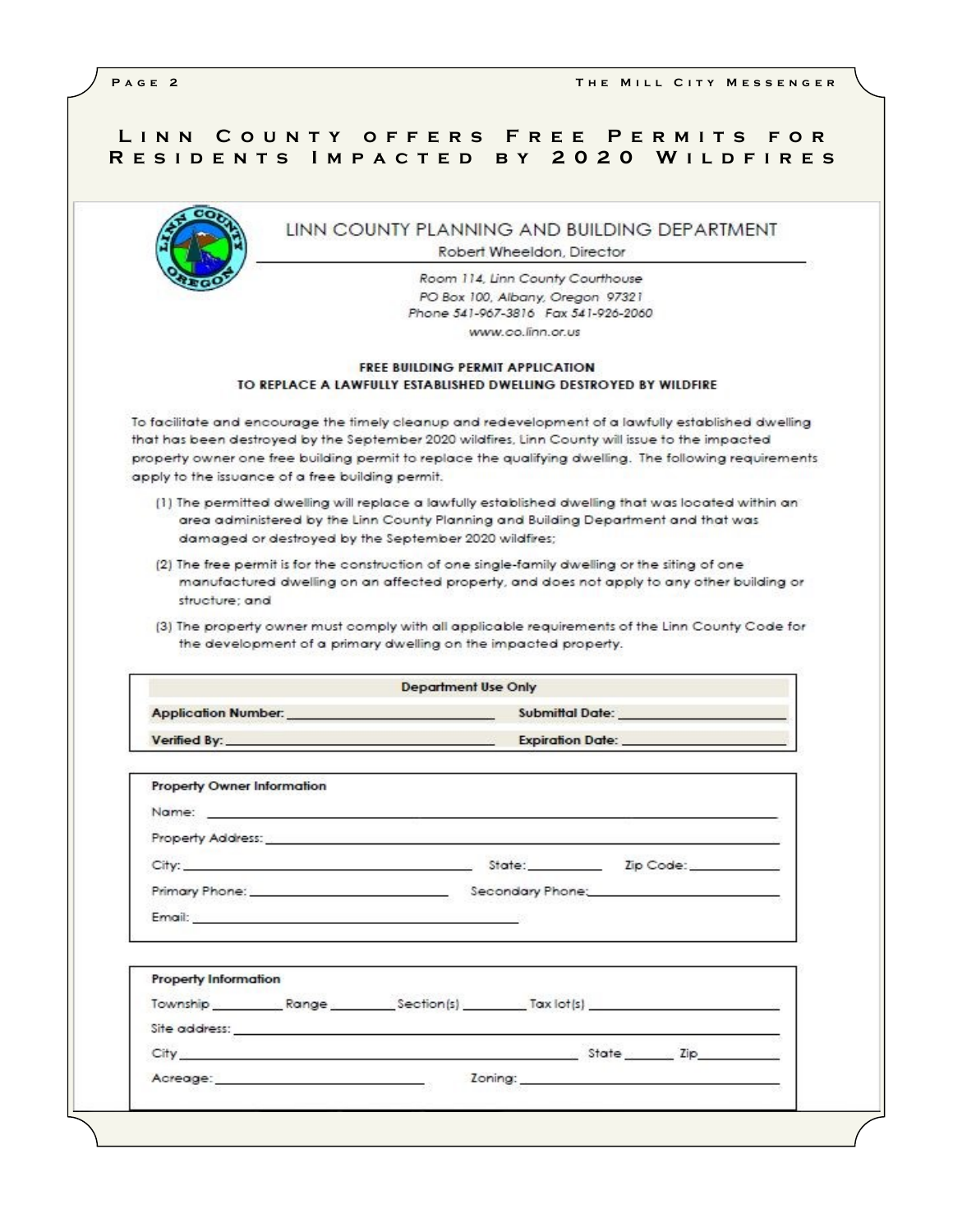# Linn County offers Free Permits for Residents Impacted by 2020 Wildfires

## LINN COUNTY PLANNING AND BUILDING DEPARTMENT

Robert Wheeldon, Director

*Room 114, Linn County Courthouse*
*PO Box 100, Albany, Oregon 97321*
*Phone 541-967-3816 Fax 541-926-2060*
*www.co.linn.or.us*

### FREE BUILDING PERMIT APPLICATION
### TO REPLACE A LAWFULLY ESTABLISHED DWELLING DESTROYED BY WILDFIRE

To facilitate and encourage the timely cleanup and redevelopment of a lawfully established dwelling that has been destroyed by the September 2020 wildfires, Linn County will issue to the impacted property owner one free building permit to replace the qualifying dwelling. The following requirements apply to the issuance of a free building permit.

(1) The permitted dwelling will replace a lawfully established dwelling that was located within an area administered by the Linn County Planning and Building Department and that was damaged or destroyed by the September 2020 wildfires;

(2) The free permit is for the construction of one single-family dwelling or the siting of one manufactured dwelling on an affected property, and does not apply to any other building or structure; and

(3) The property owner must comply with all applicable requirements of the Linn County Code for the development of a primary dwelling on the impacted property.

| Department Use Only | |
|---|---|
| **Application Number:** ______________ | **Submittal Date:** ______________ |
| **Verified By:** ______________ | **Expiration Date:** ______________ |

**Property Owner Information**

Name: ______________________________

Property Address: ______________________________

City: ______________ State: __________ Zip Code: __________

Primary Phone: ______________ Secondary Phone: ______________

Email: ______________________________

**Property Information**

Township ________ Range ________ Section(s) ________ Tax lot(s) ______________

Site address: ______________________________

City ______________________________ State ______ Zip __________

Acreage: ______________ Zoning: ______________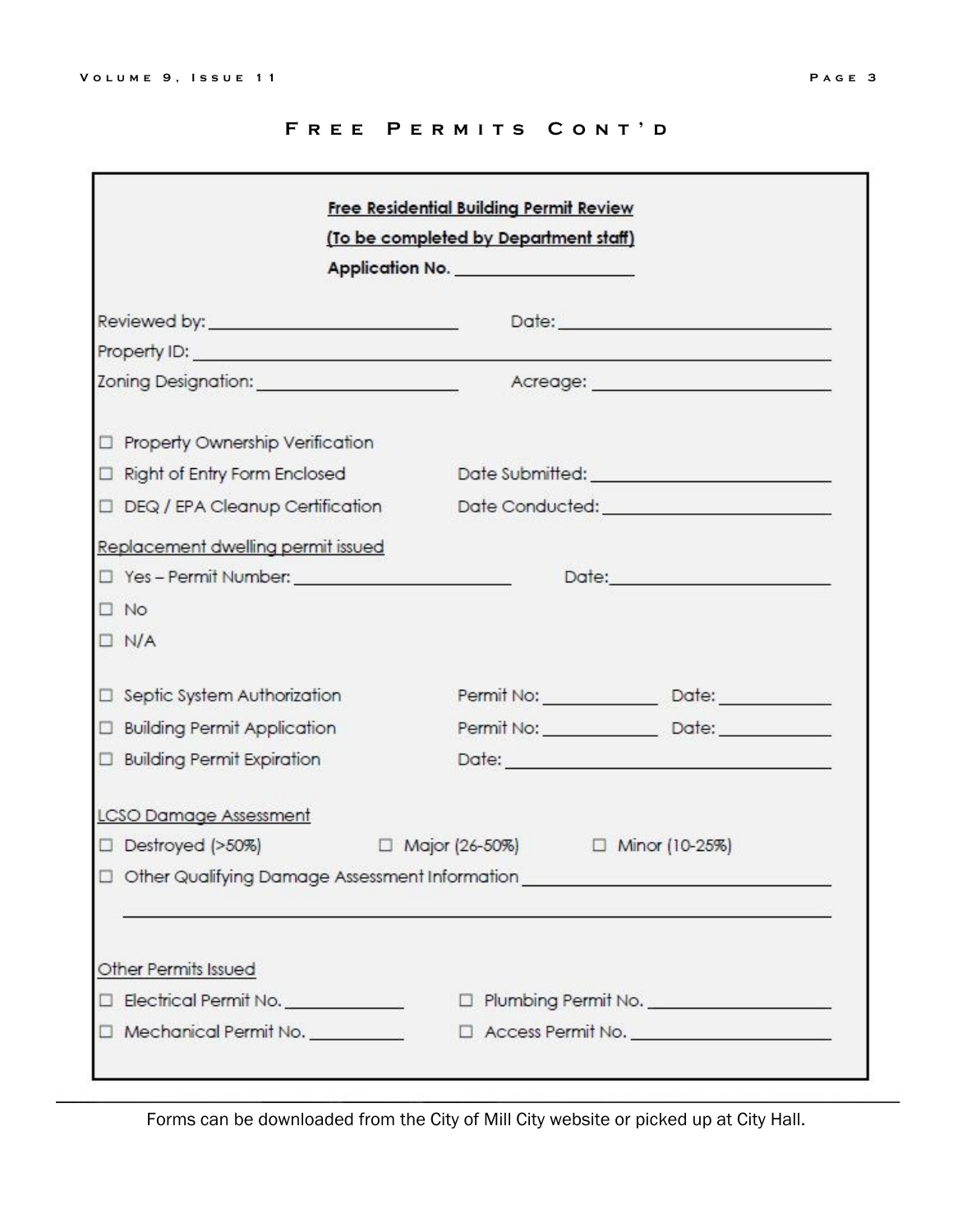## Free Permits Cont'd

**Free Residential Building Permit Review**

**(To be completed by Department staff)**

**Application No. ____________________**

Reviewed by: ________________________ Date: ____________________________

Property ID: ______________________________________________________________

Zoning Designation: ____________________ Acreage: ________________________

☐ Property Ownership Verification

☐ Right of Entry Form Enclosed Date Submitted: ________________________

☐ DEQ / EPA Cleanup Certification Date Conducted: ________________________

Replacement dwelling permit issued

☐ Yes – Permit Number: ______________________ Date: ______________________

☐ No

☐ N/A

☐ Septic System Authorization Permit No: ____________ Date: ____________

☐ Building Permit Application Permit No: ____________ Date: ____________

☐ Building Permit Expiration Date: __________________________________

LCSO Damage Assessment

☐ Destroyed (>50%) ☐ Major (26-50%) ☐ Minor (10-25%)

☐ Other Qualifying Damage Assessment Information ____________________________

______________________________________________________________________

Other Permits Issued

☐ Electrical Permit No. ____________ ☐ Plumbing Permit No. __________________

☐ Mechanical Permit No. __________ ☐ Access Permit No. ____________________

---

Forms can be downloaded from the City of Mill City website or picked up at City Hall.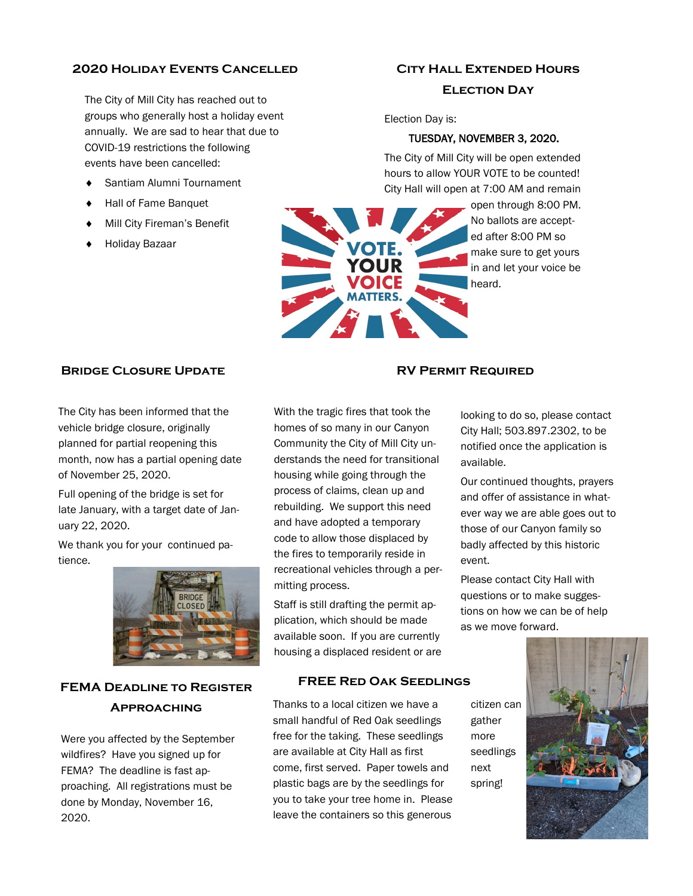## 2020 Holiday Events Cancelled

The City of Mill City has reached out to groups who generally host a holiday event annually. We are sad to hear that due to COVID-19 restrictions the following events have been cancelled:

- Santiam Alumni Tournament
- Hall of Fame Banquet
- Mill City Fireman's Benefit
- Holiday Bazaar

## City Hall Extended Hours Election Day

Election Day is:

TUESDAY, NOVEMBER 3, 2020.

The City of Mill City will be open extended hours to allow YOUR VOTE to be counted! City Hall will open at 7:00 AM and remain open through 8:00 PM. No ballots are accepted after 8:00 PM so make sure to get yours in and let your voice be heard.

## Bridge Closure Update

The City has been informed that the vehicle bridge closure, originally planned for partial reopening this month, now has a partial opening date of November 25, 2020.

Full opening of the bridge is set for late January, with a target date of January 22, 2020.

We thank you for your continued patience.

## RV Permit Required

With the tragic fires that took the homes of so many in our Canyon Community the City of Mill City understands the need for transitional housing while going through the process of claims, clean up and rebuilding. We support this need and have adopted a temporary code to allow those displaced by the fires to temporarily reside in recreational vehicles through a permitting process.

Staff is still drafting the permit application, which should be made available soon. If you are currently housing a displaced resident or are looking to do so, please contact City Hall; 503.897.2302, to be notified once the application is available.

Our continued thoughts, prayers and offer of assistance in whatever way we are able goes out to those of our Canyon family so badly affected by this historic event.

Please contact City Hall with questions or to make suggestions on how we can be of help as we move forward.

## FEMA Deadline to Register Approaching

Were you affected by the September wildfires? Have you signed up for FEMA? The deadline is fast approaching. All registrations must be done by Monday, November 16, 2020.

## FREE Red Oak Seedlings

Thanks to a local citizen we have a small handful of Red Oak seedlings free for the taking. These seedlings are available at City Hall as first come, first served. Paper towels and plastic bags are by the seedlings for you to take your tree home in. Please leave the containers so this generous citizen can gather more seedlings next spring!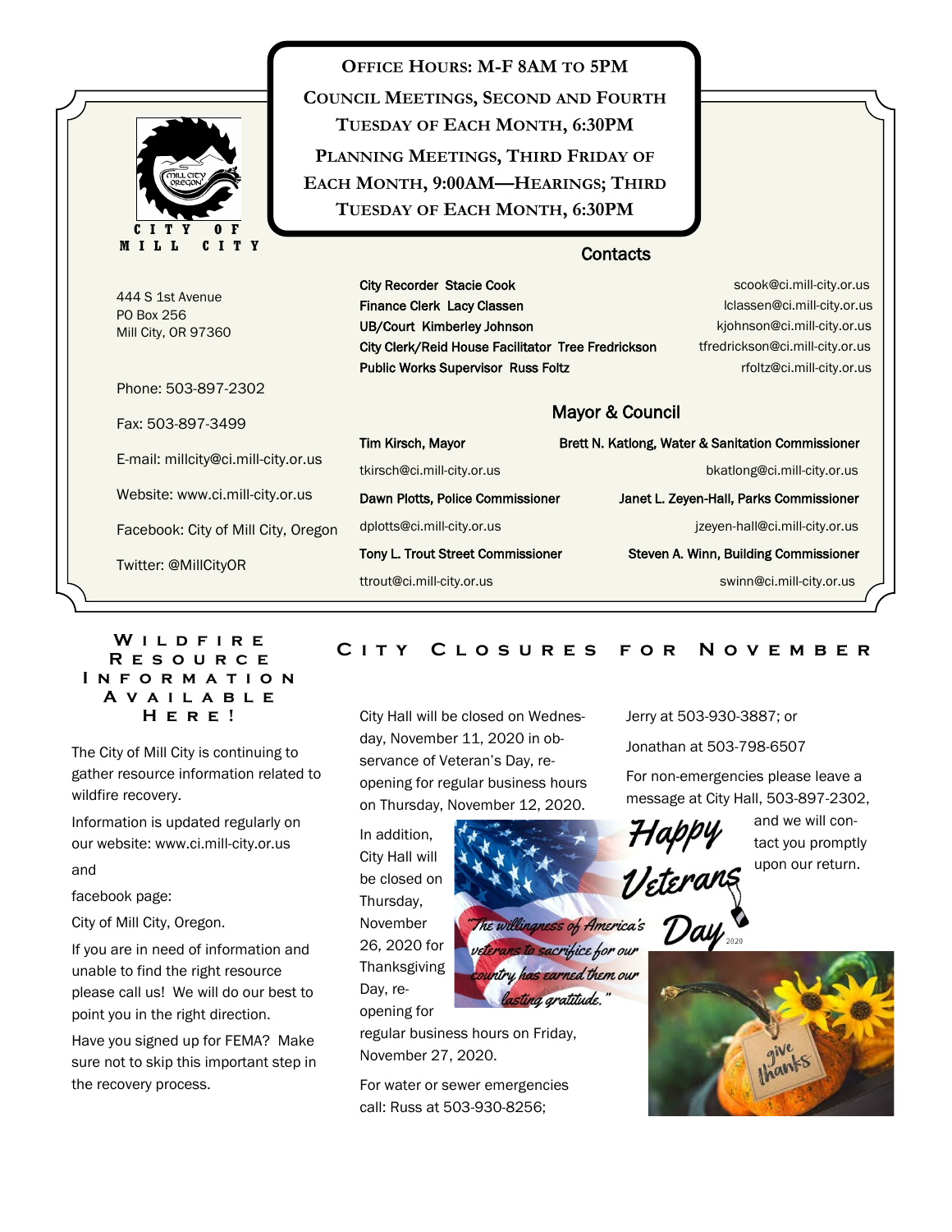**Office Hours: M-F 8AM to 5PM**

**Council Meetings, Second and Fourth Tuesday of Each Month, 6:30PM**

**Planning Meetings, Third Friday of Each Month, 9:00AM—Hearings; Third Tuesday of Each Month, 6:30PM**

CITY OF MILL CITY

444 S 1st Avenue
PO Box 256
Mill City, OR 97360

Phone: 503-897-2302

Fax: 503-897-3499

E-mail: millcity@ci.mill-city.or.us

Website: www.ci.mill-city.or.us

Facebook: City of Mill City, Oregon

Twitter: @MillCityOR

## Contacts

| | |
|---|---|
| City Recorder Stacie Cook | scook@ci.mill-city.or.us |
| Finance Clerk Lacy Classen | lclassen@ci.mill-city.or.us |
| UB/Court Kimberley Johnson | kjohnson@ci.mill-city.or.us |
| City Clerk/Reid House Facilitator Tree Fredrickson | tfredrickson@ci.mill-city.or.us |
| Public Works Supervisor Russ Foltz | rfoltz@ci.mill-city.or.us |

## Mayor & Council

| | |
|---|---|
| Tim Kirsch, Mayor | Brett N. Katlong, Water & Sanitation Commissioner |
| tkirsch@ci.mill-city.or.us | bkatlong@ci.mill-city.or.us |
| Dawn Plotts, Police Commissioner | Janet L. Zeyen-Hall, Parks Commissioner |
| dplotts@ci.mill-city.or.us | jzeyen-hall@ci.mill-city.or.us |
| Tony L. Trout Street Commissioner | Steven A. Winn, Building Commissioner |
| ttrout@ci.mill-city.or.us | swinn@ci.mill-city.or.us |

## Wildfire Resource Information Available Here!

The City of Mill City is continuing to gather resource information related to wildfire recovery.

Information is updated regularly on our website: www.ci.mill-city.or.us

and

facebook page:

City of Mill City, Oregon.

If you are in need of information and unable to find the right resource please call us! We will do our best to point you in the right direction.

Have you signed up for FEMA? Make sure not to skip this important step in the recovery process.

## City Closures for November

City Hall will be closed on Wednesday, November 11, 2020 in observance of Veteran's Day, re-opening for regular business hours on Thursday, November 12, 2020.

In addition, City Hall will be closed on Thursday, November 26, 2020 for Thanksgiving Day, re-opening for regular business hours on Friday, November 27, 2020.

For water or sewer emergencies call: Russ at 503-930-8256;

Jerry at 503-930-3887; or

Jonathan at 503-798-6507

For non-emergencies please leave a message at City Hall, 503-897-2302, and we will contact you promptly upon our return.

Happy Veterans Day 2020

"The willingness of America's veterans to sacrifice for our country has earned them our lasting gratitude."

give thanks